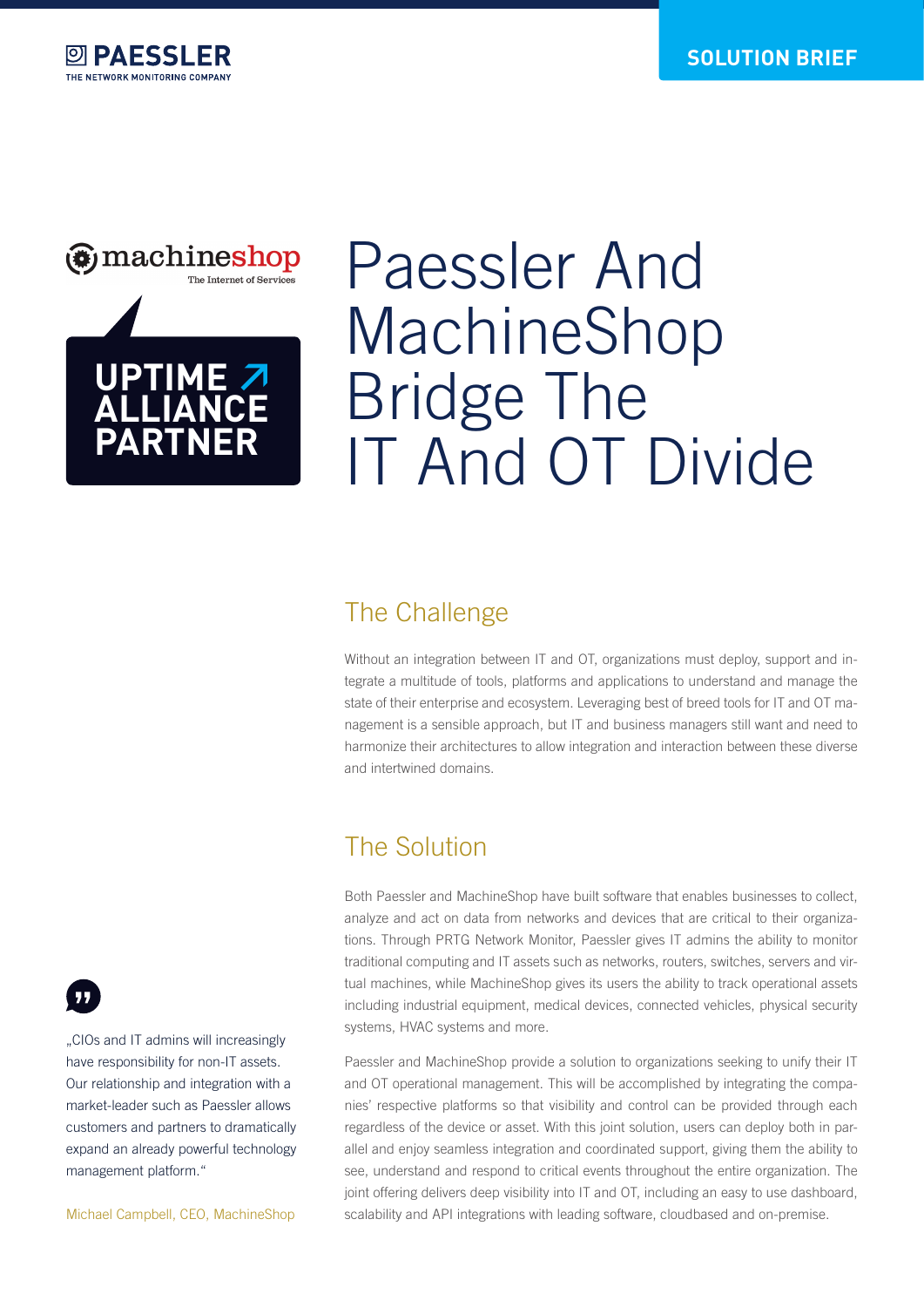PAESSLER
THE NETWORK MONITORING COMPANY

SOLUTION BRIEF

machineshop
The Internet of Services

UPTIME ALLIANCE PARTNER

# Paessler And MachineShop Bridge The IT And OT Divide

## The Challenge

Without an integration between IT and OT, organizations must deploy, support and integrate a multitude of tools, platforms and applications to understand and manage the state of their enterprise and ecosystem. Leveraging best of breed tools for IT and OT management is a sensible approach, but IT and business managers still want and need to harmonize their architectures to allow integration and interaction between these diverse and intertwined domains.

## The Solution

Both Paessler and MachineShop have built software that enables businesses to collect, analyze and act on data from networks and devices that are critical to their organizations. Through PRTG Network Monitor, Paessler gives IT admins the ability to monitor traditional computing and IT assets such as networks, routers, switches, servers and virtual machines, while MachineShop gives its users the ability to track operational assets including industrial equipment, medical devices, connected vehicles, physical security systems, HVAC systems and more.

Paessler and MachineShop provide a solution to organizations seeking to unify their IT and OT operational management. This will be accomplished by integrating the companies' respective platforms so that visibility and control can be provided through each regardless of the device or asset. With this joint solution, users can deploy both in parallel and enjoy seamless integration and coordinated support, giving them the ability to see, understand and respond to critical events throughout the entire organization. The joint offering delivers deep visibility into IT and OT, including an easy to use dashboard, scalability and API integrations with leading software, cloudbased and on-premise.

„CIOs and IT admins will increasingly have responsibility for non-IT assets. Our relationship and integration with a market-leader such as Paessler allows customers and partners to dramatically expand an already powerful technology management platform."

Michael Campbell, CEO, MachineShop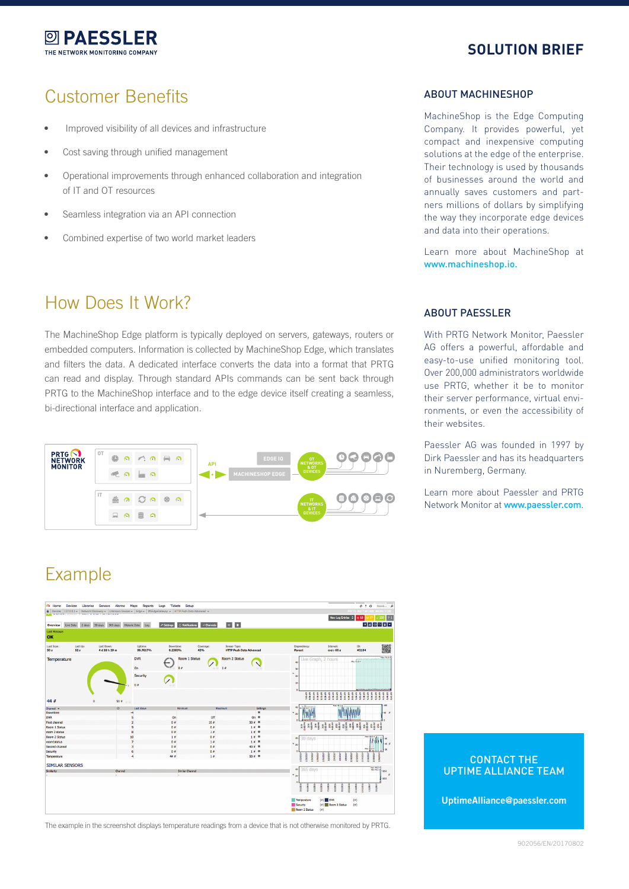# PAESSLER
THE NETWORK MONITORING COMPANY

SOLUTION BRIEF

## Customer Benefits

- Improved visibility of all devices and infrastructure
- Cost saving through unified management
- Operational improvements through enhanced collaboration and integration of IT and OT resources
- Seamless integration via an API connection
- Combined expertise of two world market leaders

## How Does It Work?

The MachineShop Edge platform is typically deployed on servers, gateways, routers or embedded computers. Information is collected by MachineShop Edge, which translates and filters the data. A dedicated interface converts the data into a format that PRTG can read and display. Through standard APIs commands can be sent back through PRTG to the MachineShop interface and to the edge device itself creating a seamless, bi-directional interface and application.

PRTG NETWORK MONITOR

OT

IT

API

EDGE IQ

MACHINESHOP EDGE

OT NETWORKS & OT DEVICES

IT NETWORKS & IT DEVICES

## Example

The example in the screenshot displays temperature readings from a device that is not otherwise monitored by PRTG.

### ABOUT MACHINESHOP

MachineShop is the Edge Computing Company. It provides powerful, yet compact and inexpensive computing solutions at the edge of the enterprise. Their technology is used by thousands of businesses around the world and annually saves customers and partners millions of dollars by simplifying the way they incorporate edge devices and data into their operations.

Learn more about MachineShop at www.machineshop.io.

### ABOUT PAESSLER

With PRTG Network Monitor, Paessler AG offers a powerful, affordable and easy-to-use unified monitoring tool. Over 200,000 administrators worldwide use PRTG, whether it be to monitor their server performance, virtual environments, or even the accessibility of their websites.

Paessler AG was founded in 1997 by Dirk Paessler and has its headquarters in Nuremberg, Germany.

Learn more about Paessler and PRTG Network Monitor at www.paessler.com.

CONTACT THE UPTIME ALLIANCE TEAM

UptimeAlliance@paessler.com

902056/EN/20170802